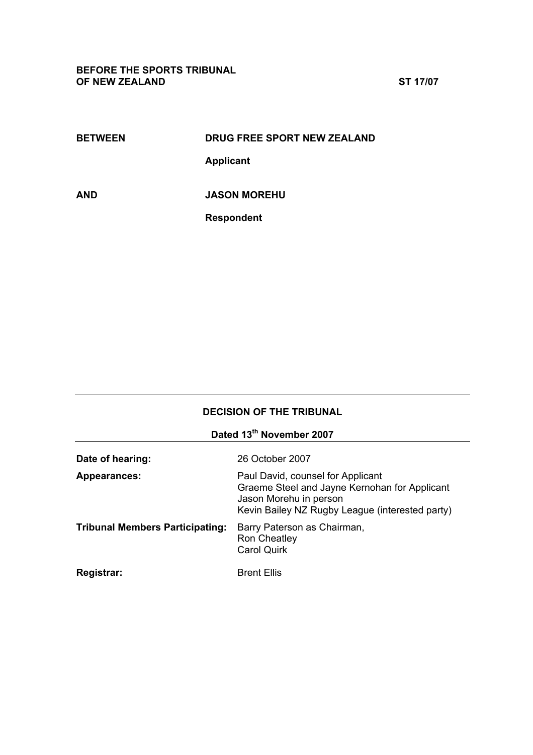**BEFORE THE SPORTS TRIBUNAL OF NEW ZEALAND** **ST 17/07**

| | | |
|---|---|---|
| **BETWEEN** | **DRUG FREE SPORT NEW ZEALAND** | |
| | **Applicant** | |
| **AND** | **JASON MOREHU** | |
| | **Respondent** | |

---

**DECISION OF THE TRIBUNAL**

**Dated 13th November 2007**

---

| | |
|---|---|
| **Date of hearing:** | 26 October 2007 |
| **Appearances:** | Paul David, counsel for Applicant<br>Graeme Steel and Jayne Kernohan for Applicant<br>Jason Morehu in person<br>Kevin Bailey NZ Rugby League (interested party) |
| **Tribunal Members Participating:** | Barry Paterson as Chairman,<br>Ron Cheatley<br>Carol Quirk |
| **Registrar:** | Brent Ellis |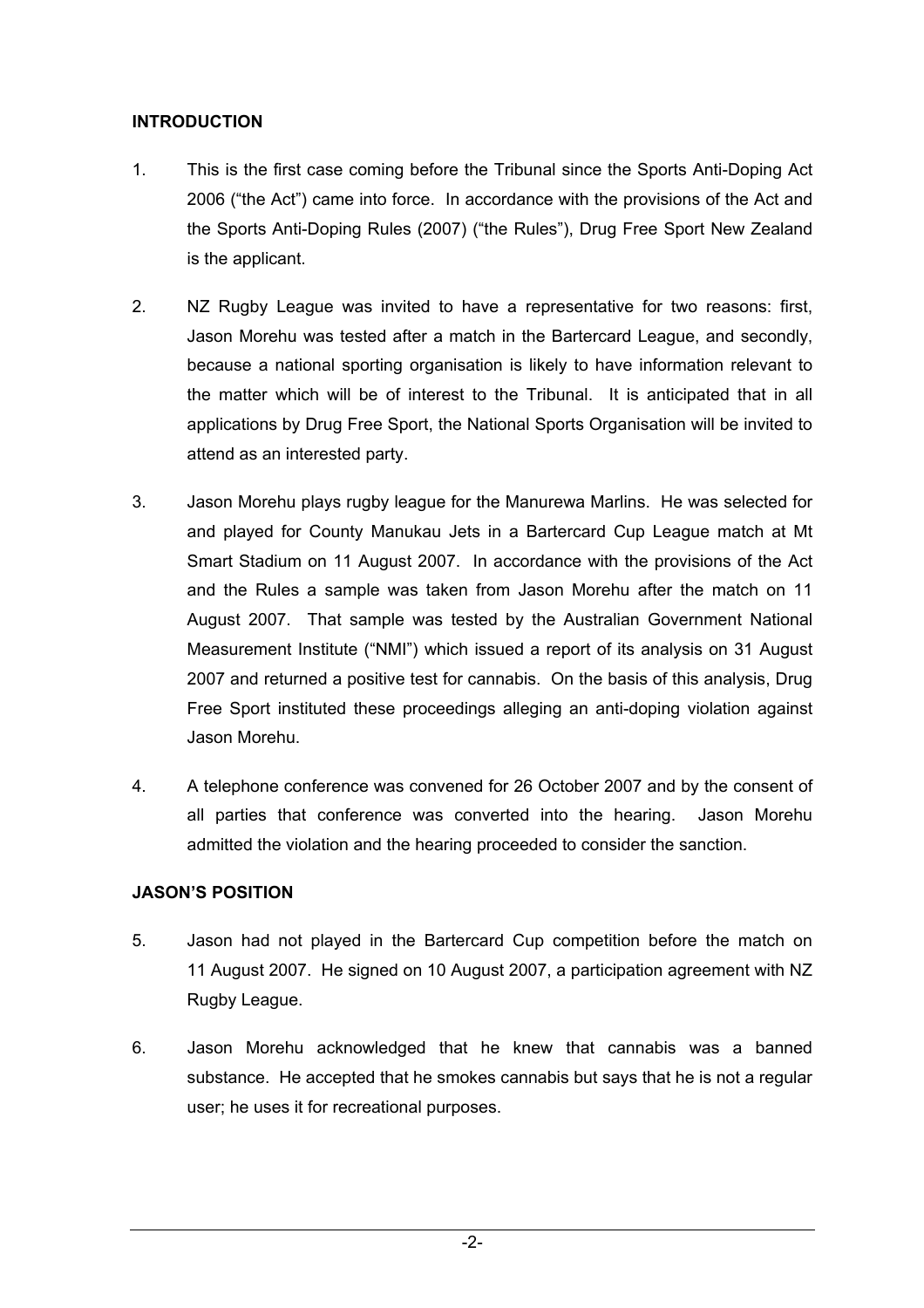## INTRODUCTION

1. This is the first case coming before the Tribunal since the Sports Anti-Doping Act 2006 ("the Act") came into force. In accordance with the provisions of the Act and the Sports Anti-Doping Rules (2007) ("the Rules"), Drug Free Sport New Zealand is the applicant.

2. NZ Rugby League was invited to have a representative for two reasons: first, Jason Morehu was tested after a match in the Bartercard League, and secondly, because a national sporting organisation is likely to have information relevant to the matter which will be of interest to the Tribunal. It is anticipated that in all applications by Drug Free Sport, the National Sports Organisation will be invited to attend as an interested party.

3. Jason Morehu plays rugby league for the Manurewa Marlins. He was selected for and played for County Manukau Jets in a Bartercard Cup League match at Mt Smart Stadium on 11 August 2007. In accordance with the provisions of the Act and the Rules a sample was taken from Jason Morehu after the match on 11 August 2007. That sample was tested by the Australian Government National Measurement Institute ("NMI") which issued a report of its analysis on 31 August 2007 and returned a positive test for cannabis. On the basis of this analysis, Drug Free Sport instituted these proceedings alleging an anti-doping violation against Jason Morehu.

4. A telephone conference was convened for 26 October 2007 and by the consent of all parties that conference was converted into the hearing. Jason Morehu admitted the violation and the hearing proceeded to consider the sanction.

## JASON'S POSITION

5. Jason had not played in the Bartercard Cup competition before the match on 11 August 2007. He signed on 10 August 2007, a participation agreement with NZ Rugby League.

6. Jason Morehu acknowledged that he knew that cannabis was a banned substance. He accepted that he smokes cannabis but says that he is not a regular user; he uses it for recreational purposes.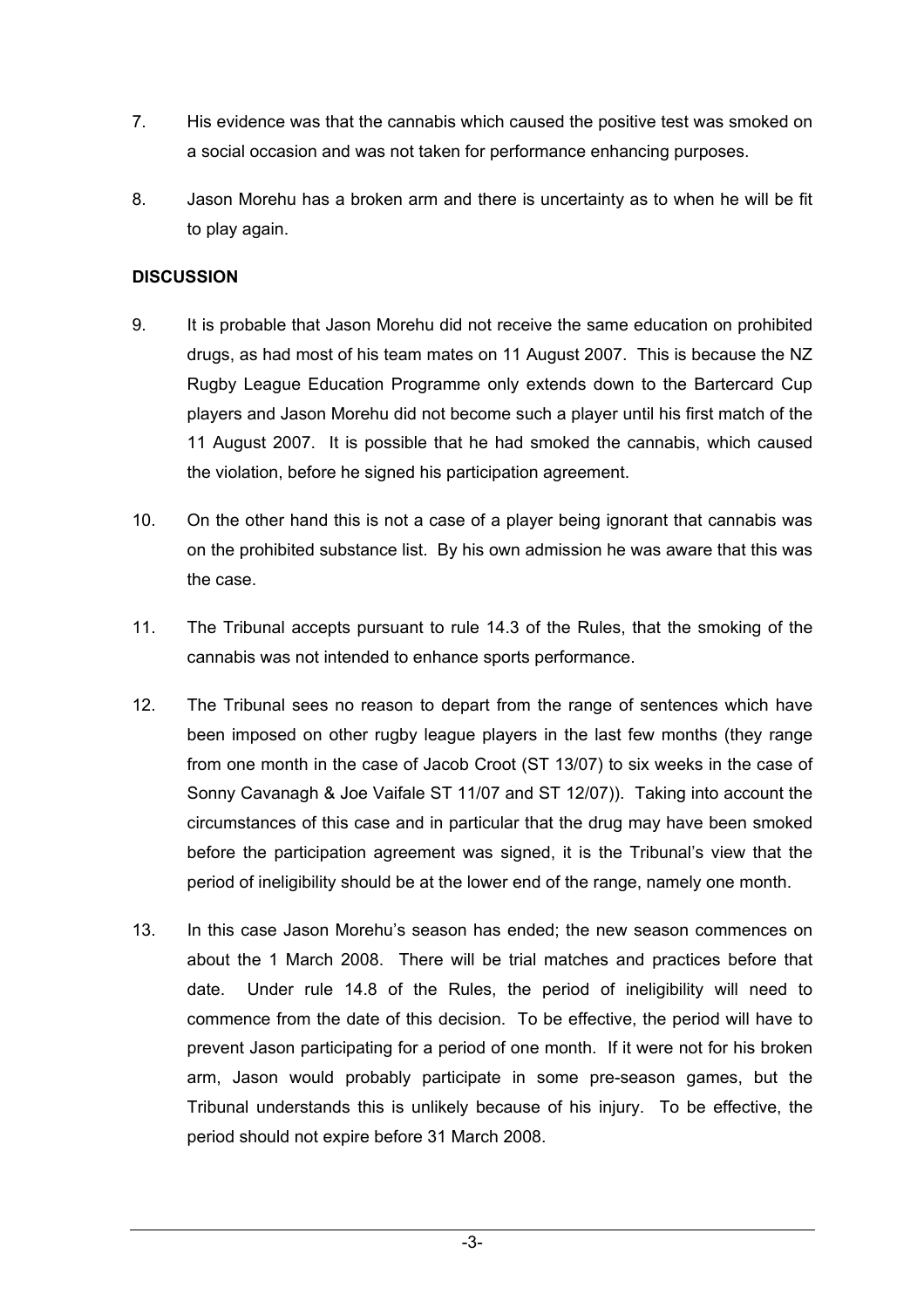7. His evidence was that the cannabis which caused the positive test was smoked on a social occasion and was not taken for performance enhancing purposes.

8. Jason Morehu has a broken arm and there is uncertainty as to when he will be fit to play again.

**DISCUSSION**

9. It is probable that Jason Morehu did not receive the same education on prohibited drugs, as had most of his team mates on 11 August 2007. This is because the NZ Rugby League Education Programme only extends down to the Bartercard Cup players and Jason Morehu did not become such a player until his first match of the 11 August 2007. It is possible that he had smoked the cannabis, which caused the violation, before he signed his participation agreement.

10. On the other hand this is not a case of a player being ignorant that cannabis was on the prohibited substance list. By his own admission he was aware that this was the case.

11. The Tribunal accepts pursuant to rule 14.3 of the Rules, that the smoking of the cannabis was not intended to enhance sports performance.

12. The Tribunal sees no reason to depart from the range of sentences which have been imposed on other rugby league players in the last few months (they range from one month in the case of Jacob Croot (ST 13/07) to six weeks in the case of Sonny Cavanagh & Joe Vaifale ST 11/07 and ST 12/07)). Taking into account the circumstances of this case and in particular that the drug may have been smoked before the participation agreement was signed, it is the Tribunal's view that the period of ineligibility should be at the lower end of the range, namely one month.

13. In this case Jason Morehu's season has ended; the new season commences on about the 1 March 2008. There will be trial matches and practices before that date. Under rule 14.8 of the Rules, the period of ineligibility will need to commence from the date of this decision. To be effective, the period will have to prevent Jason participating for a period of one month. If it were not for his broken arm, Jason would probably participate in some pre-season games, but the Tribunal understands this is unlikely because of his injury. To be effective, the period should not expire before 31 March 2008.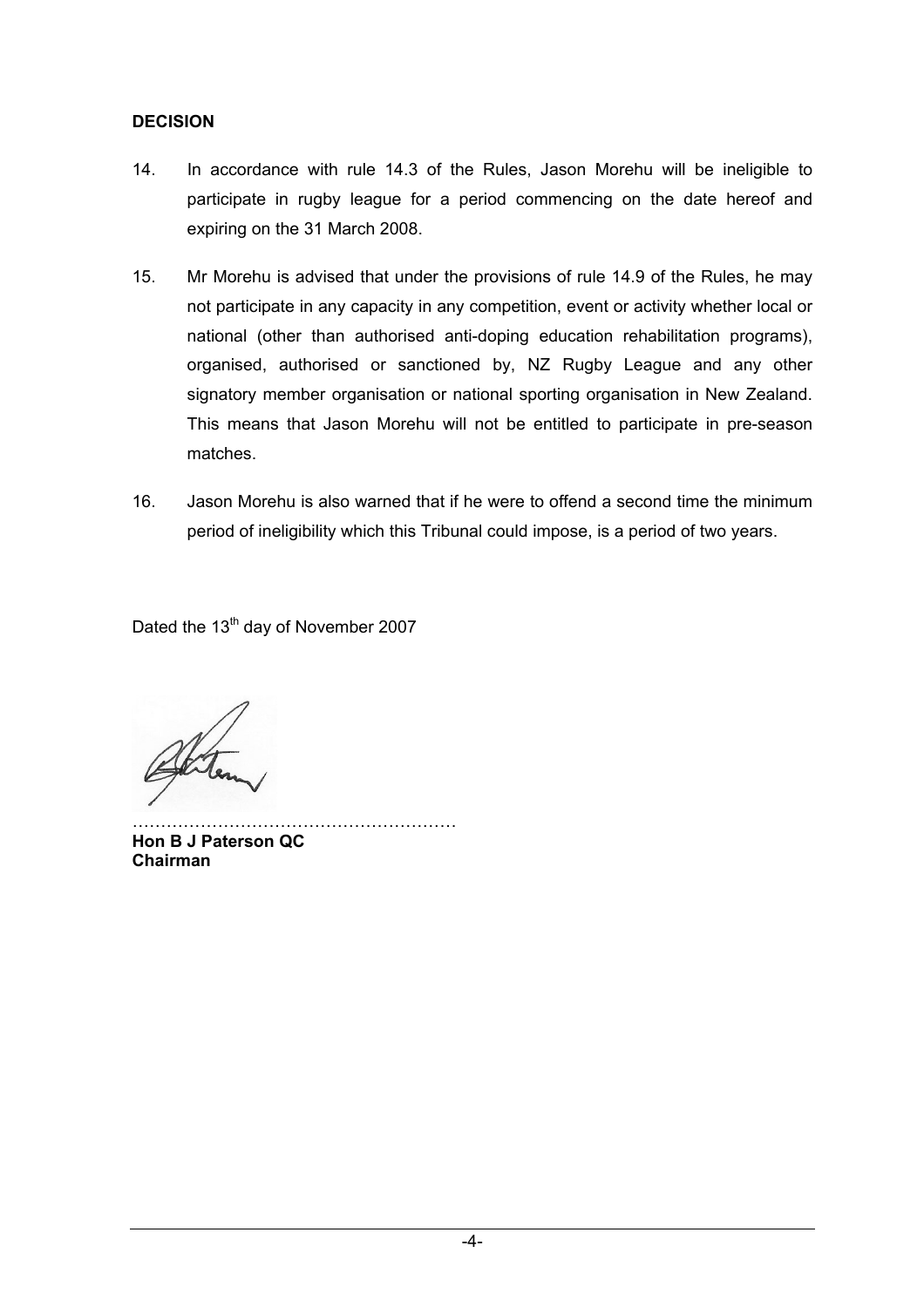**DECISION**

14. In accordance with rule 14.3 of the Rules, Jason Morehu will be ineligible to participate in rugby league for a period commencing on the date hereof and expiring on the 31 March 2008.

15. Mr Morehu is advised that under the provisions of rule 14.9 of the Rules, he may not participate in any capacity in any competition, event or activity whether local or national (other than authorised anti-doping education rehabilitation programs), organised, authorised or sanctioned by, NZ Rugby League and any other signatory member organisation or national sporting organisation in New Zealand. This means that Jason Morehu will not be entitled to participate in pre-season matches.

16. Jason Morehu is also warned that if he were to offend a second time the minimum period of ineligibility which this Tribunal could impose, is a period of two years.

Dated the 13th day of November 2007

…………………………………………………
**Hon B J Paterson QC**
**Chairman**